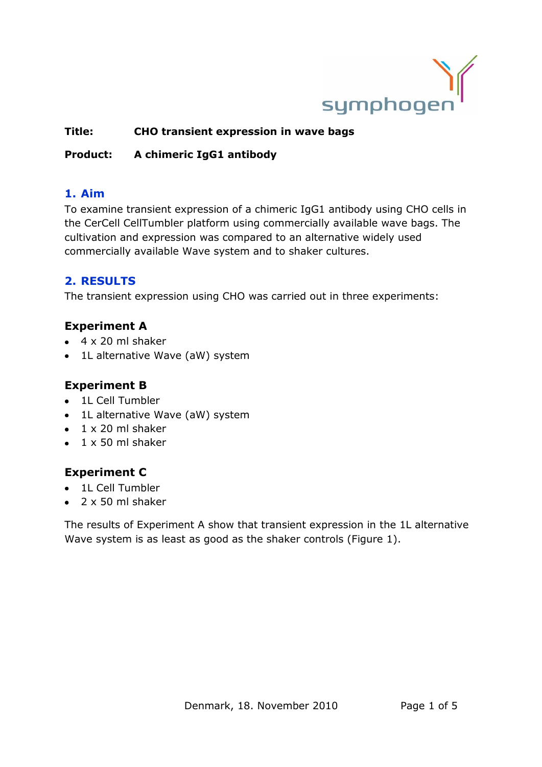**Title:** **CHO transient expression in wave bags**

**Product:** **A chimeric IgG1 antibody**

## 1. Aim

To examine transient expression of a chimeric IgG1 antibody using CHO cells in the CerCell CellTumbler platform using commercially available wave bags. The cultivation and expression was compared to an alternative widely used commercially available Wave system and to shaker cultures.

## 2. RESULTS

The transient expression using CHO was carried out in three experiments:

### Experiment A

- 4 x 20 ml shaker
- 1L alternative Wave (aW) system

### Experiment B

- 1L Cell Tumbler
- 1L alternative Wave (aW) system
- 1 x 20 ml shaker
- 1 x 50 ml shaker

### Experiment C

- 1L Cell Tumbler
- 2 x 50 ml shaker

The results of Experiment A show that transient expression in the 1L alternative Wave system is as least as good as the shaker controls (Figure 1).

Denmark, 18. November 2010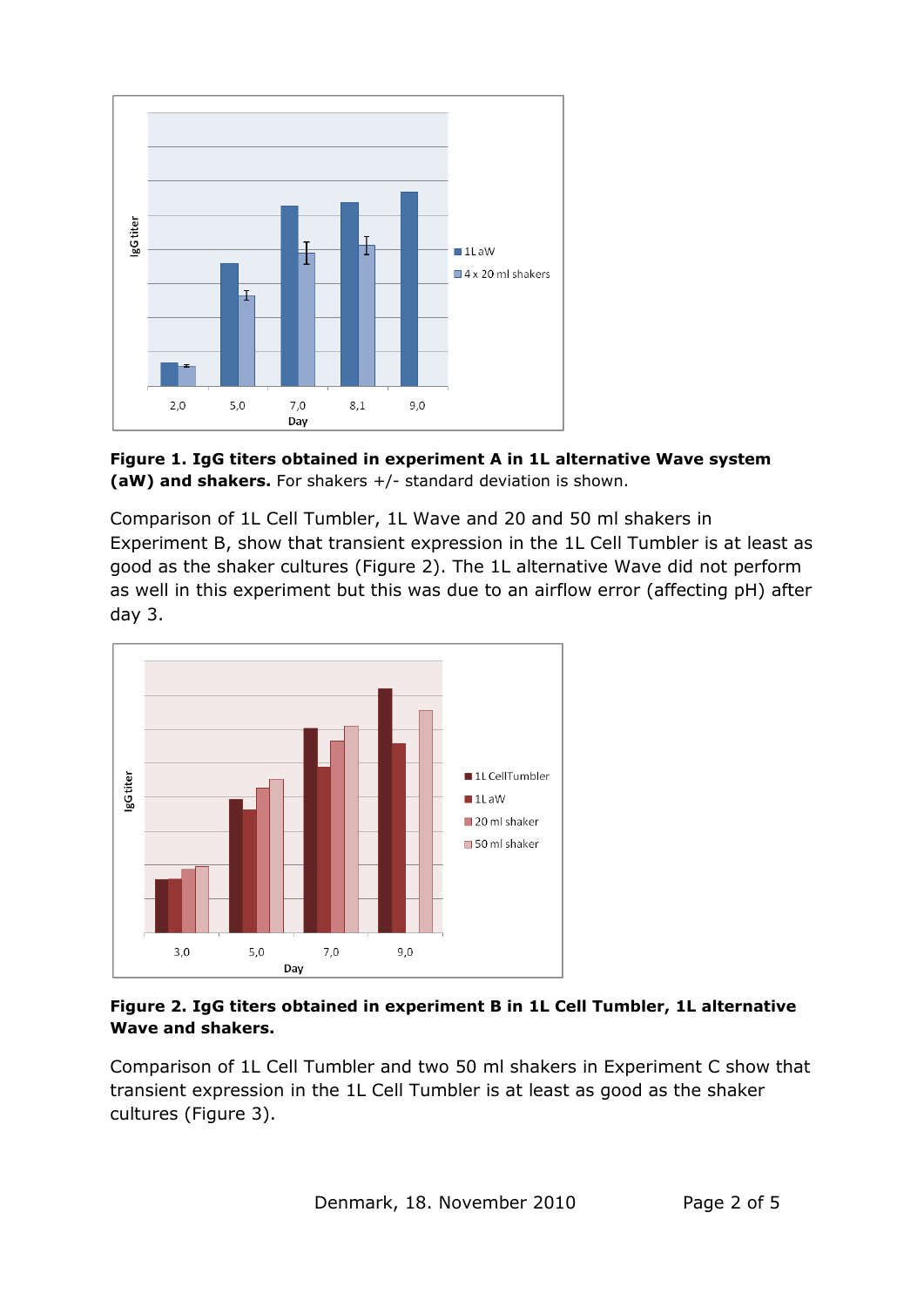**Figure 1. IgG titers obtained in experiment A in 1L alternative Wave system (aW) and shakers.** For shakers +/- standard deviation is shown.

Comparison of 1L Cell Tumbler, 1L Wave and 20 and 50 ml shakers in Experiment B, show that transient expression in the 1L Cell Tumbler is at least as good as the shaker cultures (Figure 2). The 1L alternative Wave did not perform as well in this experiment but this was due to an airflow error (affecting pH) after day 3.

**Figure 2. IgG titers obtained in experiment B in 1L Cell Tumbler, 1L alternative Wave and shakers.**

Comparison of 1L Cell Tumbler and two 50 ml shakers in Experiment C show that transient expression in the 1L Cell Tumbler is at least as good as the shaker cultures (Figure 3).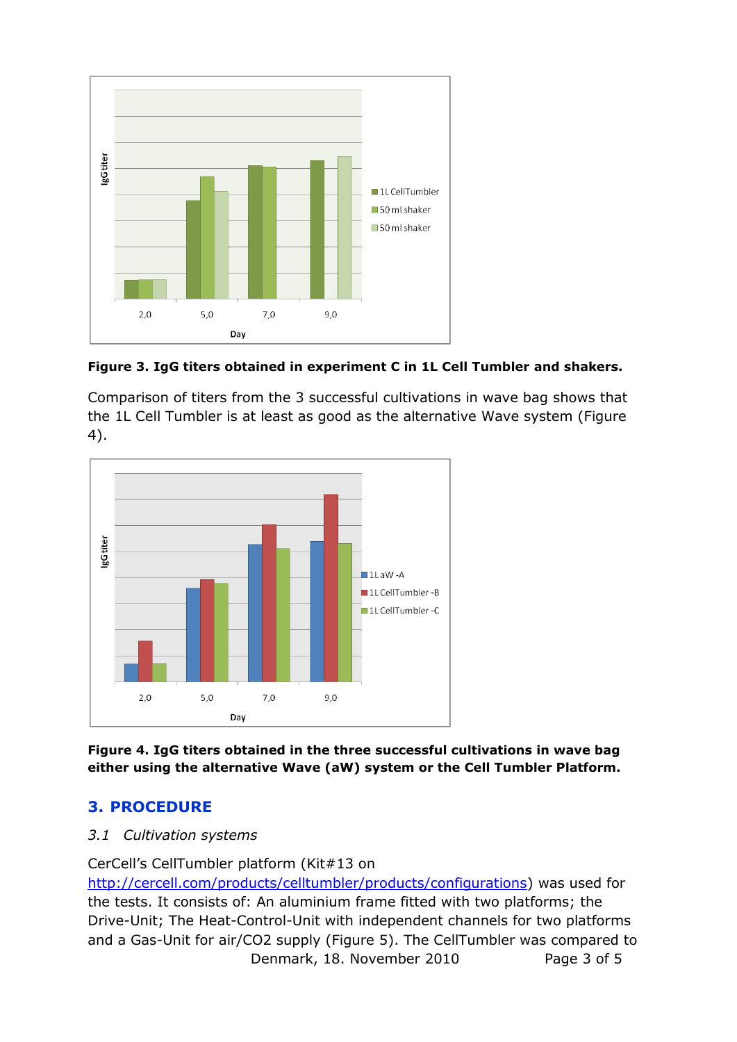Figure 3. **IgG titers obtained in experiment C in 1L Cell Tumbler and shakers.**

Comparison of titers from the 3 successful cultivations in wave bag shows that the 1L Cell Tumbler is at least as good as the alternative Wave system (Figure 4).

**Figure 4. IgG titers obtained in the three successful cultivations in wave bag either using the alternative Wave (aW) system or the Cell Tumbler Platform.**

## 3. PROCEDURE

### *3.1 Cultivation systems*

CerCell's CellTumbler platform (Kit#13 on http://cercell.com/products/celltumbler/products/configurations) was used for the tests. It consists of: An aluminium frame fitted with two platforms; the Drive-Unit; The Heat-Control-Unit with independent channels for two platforms and a Gas-Unit for air/CO2 supply (Figure 5). The CellTumbler was compared to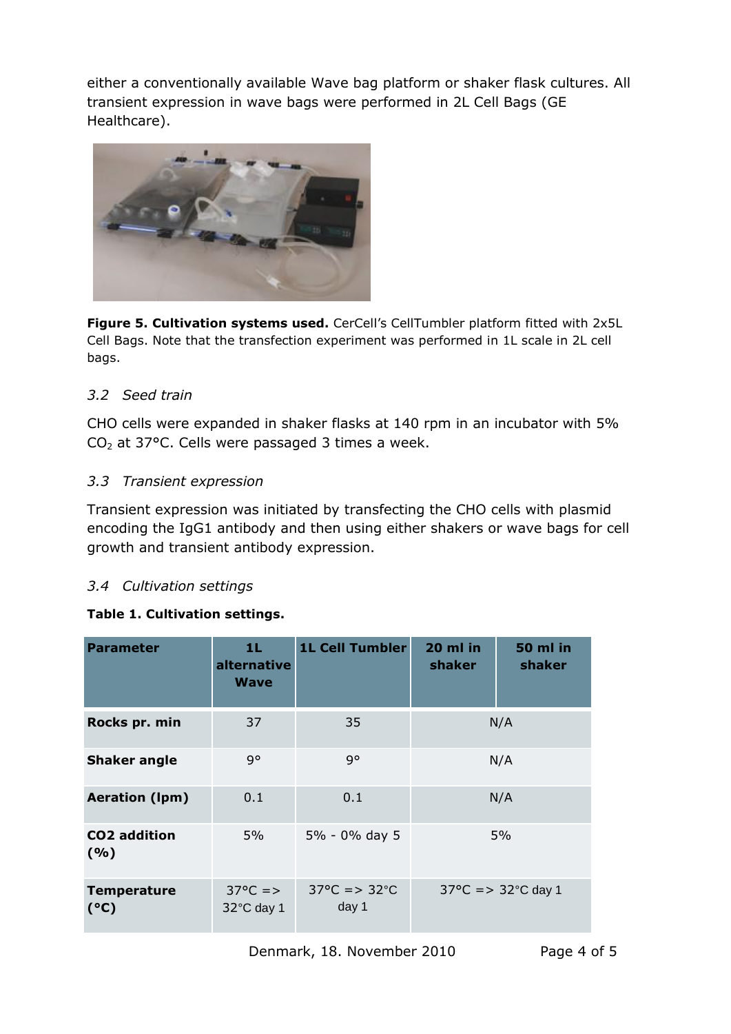either a conventionally available Wave bag platform or shaker flask cultures. All transient expression in wave bags were performed in 2L Cell Bags (GE Healthcare).

**Figure 5. Cultivation systems used.** CerCell's CellTumbler platform fitted with 2x5L Cell Bags. Note that the transfection experiment was performed in 1L scale in 2L cell bags.

### *3.2 Seed train*

CHO cells were expanded in shaker flasks at 140 rpm in an incubator with 5% $CO_2$ at 37°C. Cells were passaged 3 times a week.

### *3.3 Transient expression*

Transient expression was initiated by transfecting the CHO cells with plasmid encoding the IgG1 antibody and then using either shakers or wave bags for cell growth and transient antibody expression.

### *3.4 Cultivation settings*

**Table 1. Cultivation settings.**

| Parameter | 1L alternative Wave | 1L Cell Tumbler | 20 ml in shaker | 50 ml in shaker |
|---|---|---|---|---|
| **Rocks pr. min** | 37 | 35 | N/A | |
| **Shaker angle** | 9° | 9° | N/A | |
| **Aeration (lpm)** | 0.1 | 0.1 | N/A | |
| **CO2 addition (%)** | 5% | 5% - 0% day 5 | 5% | |
| **Temperature (°C)** | 37°C => 32°C day 1 | 37°C => 32°C day 1 | 37°C => 32°C day 1 | |

Denmark, 18. November 2010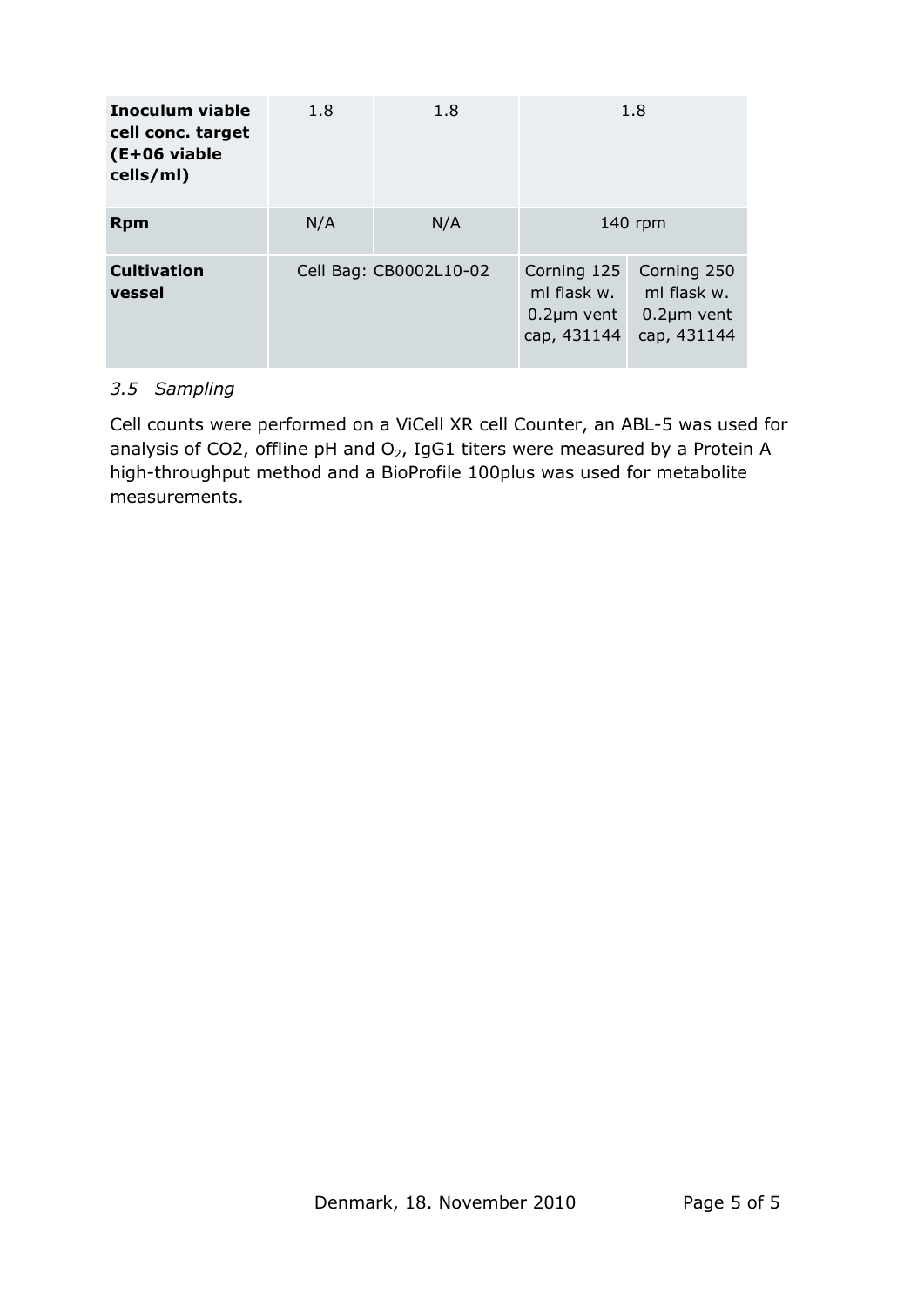| | | | | |
|---|---|---|---|---|
| **Inoculum viable cell conc. target (E+06 viable cells/ml)** | 1.8 | 1.8 | 1.8 | |
| **Rpm** | N/A | N/A | 140 rpm | |
| **Cultivation vessel** | Cell Bag: CB0002L10-02 | | Corning 125 ml flask w. 0.2µm vent cap, 431144 | Corning 250 ml flask w. 0.2µm vent cap, 431144 |

### *3.5 Sampling*

Cell counts were performed on a ViCell XR cell Counter, an ABL-5 was used for analysis of CO2, offline pH and $O_2$, IgG1 titers were measured by a Protein A high-throughput method and a BioProfile 100plus was used for metabolite measurements.

Denmark, 18. November 2010